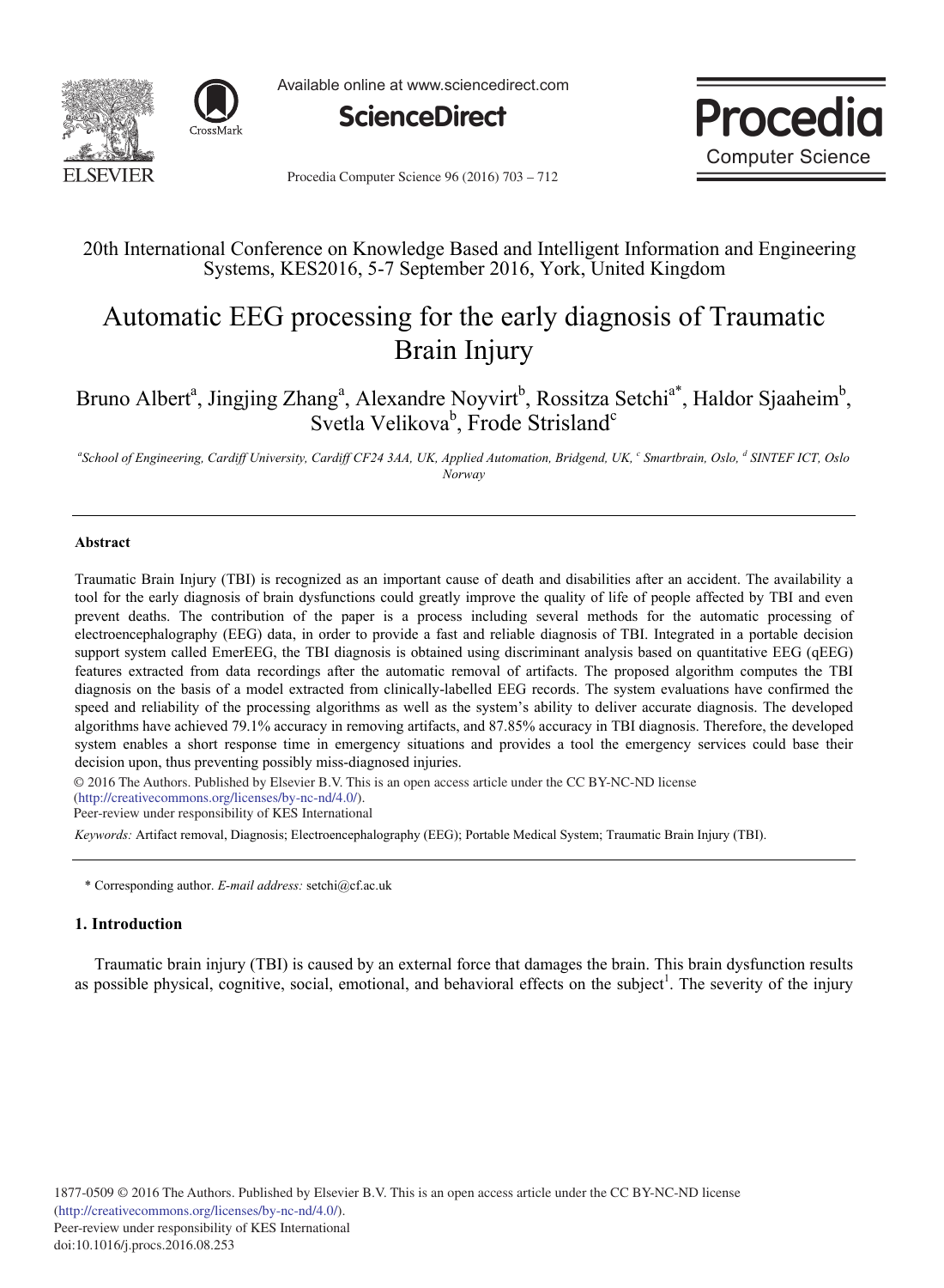20th International Conference on Knowledge Based and Intelligent Information and Engineering Systems, KES2016, 5-7 September 2016, York, United Kingdom

# Automatic EEG processing for the early diagnosis of Traumatic Brain Injury

Bruno Albert[a], Jingjing Zhang[a], Alexandre Noyvirt[b], Rossitza Setchi[a*], Haldor Sjaaheim[b], Svetla Velikova[b], Frode Strisland[c]

*[a]School of Engineering, Cardiff University, Cardiff CF24 3AA, UK, Applied Automation, Bridgend, UK, [c] Smartbrain, Oslo, [d] SINTEF ICT, Oslo Norway*

---

### Abstract

Traumatic Brain Injury (TBI) is recognized as an important cause of death and disabilities after an accident. The availability a tool for the early diagnosis of brain dysfunctions could greatly improve the quality of life of people affected by TBI and even prevent deaths. The contribution of the paper is a process including several methods for the automatic processing of electroencephalography (EEG) data, in order to provide a fast and reliable diagnosis of TBI. Integrated in a portable decision support system called EmerEEG, the TBI diagnosis is obtained using discriminant analysis based on quantitative EEG (qEEG) features extracted from data recordings after the automatic removal of artifacts. The proposed algorithm computes the TBI diagnosis on the basis of a model extracted from clinically-labelled EEG records. The system evaluations have confirmed the speed and reliability of the processing algorithms as well as the system's ability to deliver accurate diagnosis. The developed algorithms have achieved 79.1% accuracy in removing artifacts, and 87.85% accuracy in TBI diagnosis. Therefore, the developed system enables a short response time in emergency situations and provides a tool the emergency services could base their decision upon, thus preventing possibly miss-diagnosed injuries.

© 2016 The Authors. Published by Elsevier B.V. This is an open access article under the CC BY-NC-ND license (http://creativecommons.org/licenses/by-nc-nd/4.0/).
Peer-review under responsibility of KES International

*Keywords:* Artifact removal, Diagnosis; Electroencephalography (EEG); Portable Medical System; Traumatic Brain Injury (TBI).

---

\* Corresponding author. *E-mail address:* setchi@cf.ac.uk

## 1. Introduction

Traumatic brain injury (TBI) is caused by an external force that damages the brain. This brain dysfunction results as possible physical, cognitive, social, emotional, and behavioral effects on the subject[1]. The severity of the injury

1877-0509 © 2016 The Authors. Published by Elsevier B.V. This is an open access article under the CC BY-NC-ND license (http://creativecommons.org/licenses/by-nc-nd/4.0/).
Peer-review under responsibility of KES International
doi:10.1016/j.procs.2016.08.253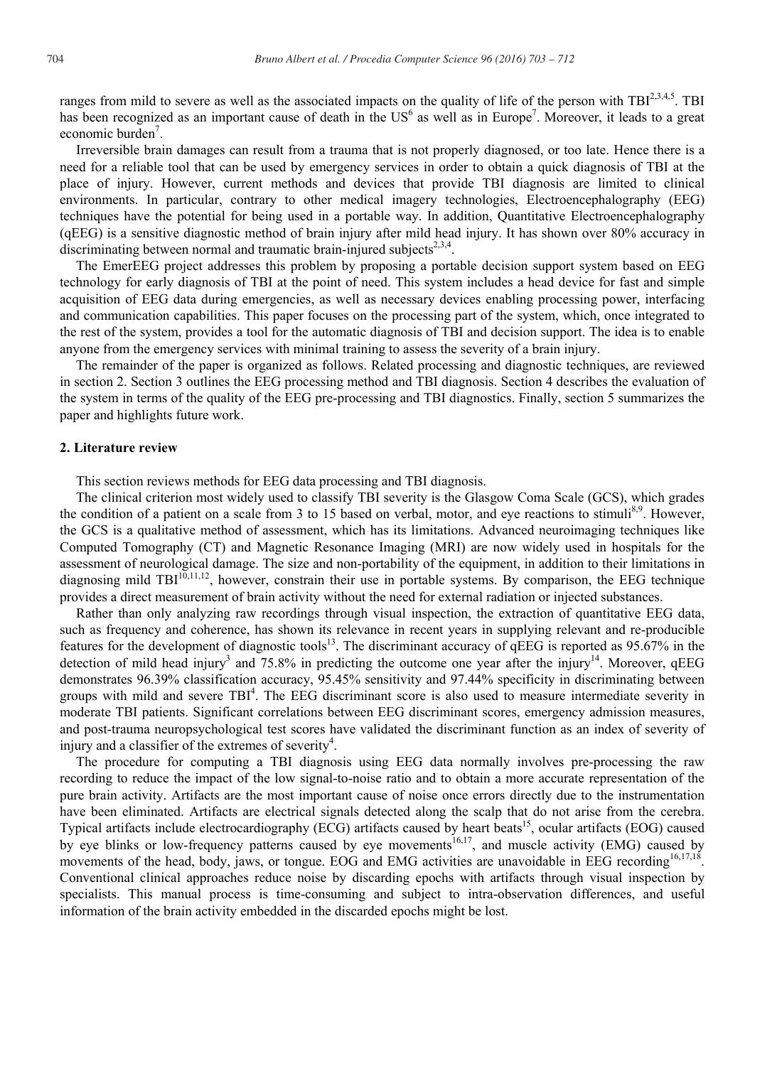ranges from mild to severe as well as the associated impacts on the quality of life of the person with TBI[2,3,4,5]. TBI has been recognized as an important cause of death in the US[6] as well as in Europe[7]. Moreover, it leads to a great economic burden[7].

Irreversible brain damages can result from a trauma that is not properly diagnosed, or too late. Hence there is a need for a reliable tool that can be used by emergency services in order to obtain a quick diagnosis of TBI at the place of injury. However, current methods and devices that provide TBI diagnosis are limited to clinical environments. In particular, contrary to other medical imagery technologies, Electroencephalography (EEG) techniques have the potential for being used in a portable way. In addition, Quantitative Electroencephalography (qEEG) is a sensitive diagnostic method of brain injury after mild head injury. It has shown over 80% accuracy in discriminating between normal and traumatic brain-injured subjects[2,3,4].

The EmerEEG project addresses this problem by proposing a portable decision support system based on EEG technology for early diagnosis of TBI at the point of need. This system includes a head device for fast and simple acquisition of EEG data during emergencies, as well as necessary devices enabling processing power, interfacing and communication capabilities. This paper focuses on the processing part of the system, which, once integrated to the rest of the system, provides a tool for the automatic diagnosis of TBI and decision support. The idea is to enable anyone from the emergency services with minimal training to assess the severity of a brain injury.

The remainder of the paper is organized as follows. Related processing and diagnostic techniques, are reviewed in section 2. Section 3 outlines the EEG processing method and TBI diagnosis. Section 4 describes the evaluation of the system in terms of the quality of the EEG pre-processing and TBI diagnostics. Finally, section 5 summarizes the paper and highlights future work.

## 2. Literature review

This section reviews methods for EEG data processing and TBI diagnosis.

The clinical criterion most widely used to classify TBI severity is the Glasgow Coma Scale (GCS), which grades the condition of a patient on a scale from 3 to 15 based on verbal, motor, and eye reactions to stimuli[8,9]. However, the GCS is a qualitative method of assessment, which has its limitations. Advanced neuroimaging techniques like Computed Tomography (CT) and Magnetic Resonance Imaging (MRI) are now widely used in hospitals for the assessment of neurological damage. The size and non-portability of the equipment, in addition to their limitations in diagnosing mild TBI[10,11,12], however, constrain their use in portable systems. By comparison, the EEG technique provides a direct measurement of brain activity without the need for external radiation or injected substances.

Rather than only analyzing raw recordings through visual inspection, the extraction of quantitative EEG data, such as frequency and coherence, has shown its relevance in recent years in supplying relevant and re-producible features for the development of diagnostic tools[13]. The discriminant accuracy of qEEG is reported as 95.67% in the detection of mild head injury[3] and 75.8% in predicting the outcome one year after the injury[14]. Moreover, qEEG demonstrates 96.39% classification accuracy, 95.45% sensitivity and 97.44% specificity in discriminating between groups with mild and severe TBI[4]. The EEG discriminant score is also used to measure intermediate severity in moderate TBI patients. Significant correlations between EEG discriminant scores, emergency admission measures, and post-trauma neuropsychological test scores have validated the discriminant function as an index of severity of injury and a classifier of the extremes of severity[4].

The procedure for computing a TBI diagnosis using EEG data normally involves pre-processing the raw recording to reduce the impact of the low signal-to-noise ratio and to obtain a more accurate representation of the pure brain activity. Artifacts are the most important cause of noise once errors directly due to the instrumentation have been eliminated. Artifacts are electrical signals detected along the scalp that do not arise from the cerebra. Typical artifacts include electrocardiography (ECG) artifacts caused by heart beats[15], ocular artifacts (EOG) caused by eye blinks or low-frequency patterns caused by eye movements[16,17], and muscle activity (EMG) caused by movements of the head, body, jaws, or tongue. EOG and EMG activities are unavoidable in EEG recording[16,17,18]. Conventional clinical approaches reduce noise by discarding epochs with artifacts through visual inspection by specialists. This manual process is time-consuming and subject to intra-observation differences, and useful information of the brain activity embedded in the discarded epochs might be lost.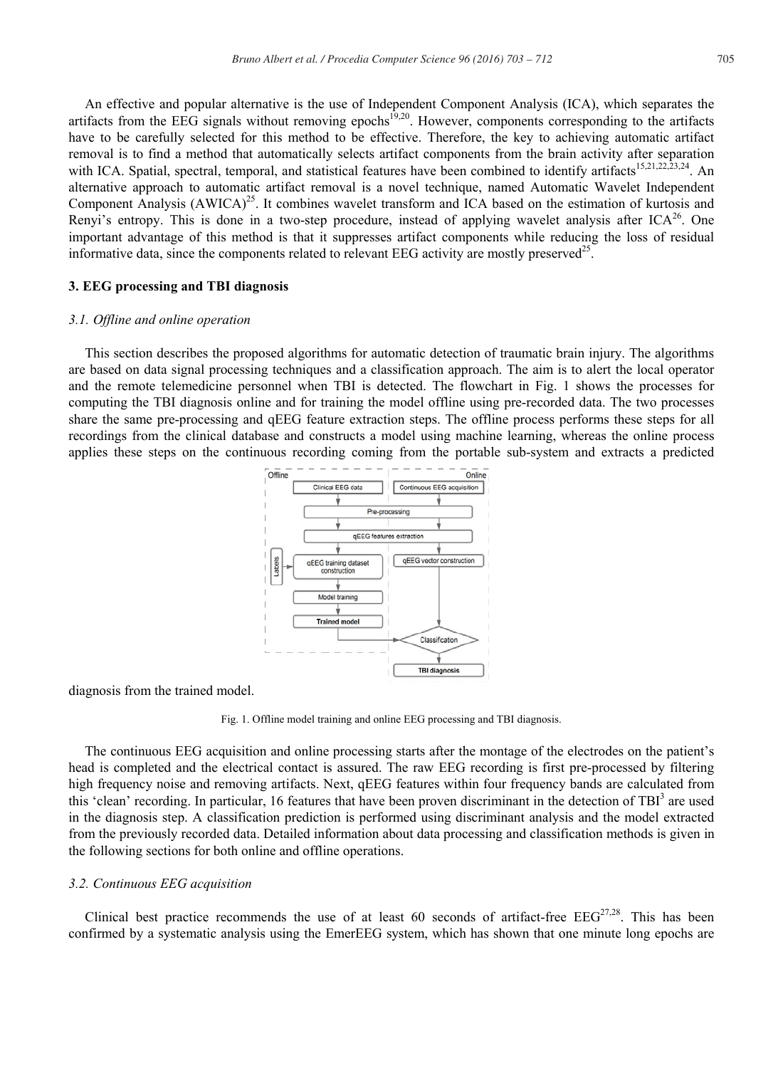An effective and popular alternative is the use of Independent Component Analysis (ICA), which separates the artifacts from the EEG signals without removing epochs[19,20]. However, components corresponding to the artifacts have to be carefully selected for this method to be effective. Therefore, the key to achieving automatic artifact removal is to find a method that automatically selects artifact components from the brain activity after separation with ICA. Spatial, spectral, temporal, and statistical features have been combined to identify artifacts[15,21,22,23,24]. An alternative approach to automatic artifact removal is a novel technique, named Automatic Wavelet Independent Component Analysis (AWICA)[25]. It combines wavelet transform and ICA based on the estimation of kurtosis and Renyi's entropy. This is done in a two-step procedure, instead of applying wavelet analysis after ICA[26]. One important advantage of this method is that it suppresses artifact components while reducing the loss of residual informative data, since the components related to relevant EEG activity are mostly preserved[25].

## 3. EEG processing and TBI diagnosis

### *3.1. Offline and online operation*

This section describes the proposed algorithms for automatic detection of traumatic brain injury. The algorithms are based on data signal processing techniques and a classification approach. The aim is to alert the local operator and the remote telemedicine personnel when TBI is detected. The flowchart in Fig. 1 shows the processes for computing the TBI diagnosis online and for training the model offline using pre-recorded data. The two processes share the same pre-processing and qEEG feature extraction steps. The offline process performs these steps for all recordings from the clinical database and constructs a model using machine learning, whereas the online process applies these steps on the continuous recording coming from the portable sub-system and extracts a predicted diagnosis from the trained model.

Fig. 1. Offline model training and online EEG processing and TBI diagnosis.

The continuous EEG acquisition and online processing starts after the montage of the electrodes on the patient's head is completed and the electrical contact is assured. The raw EEG recording is first pre-processed by filtering high frequency noise and removing artifacts. Next, qEEG features within four frequency bands are calculated from this 'clean' recording. In particular, 16 features that have been proven discriminant in the detection of TBI[3] are used in the diagnosis step. A classification prediction is performed using discriminant analysis and the model extracted from the previously recorded data. Detailed information about data processing and classification methods is given in the following sections for both online and offline operations.

### *3.2. Continuous EEG acquisition*

Clinical best practice recommends the use of at least 60 seconds of artifact-free EEG[27,28]. This has been confirmed by a systematic analysis using the EmerEEG system, which has shown that one minute long epochs are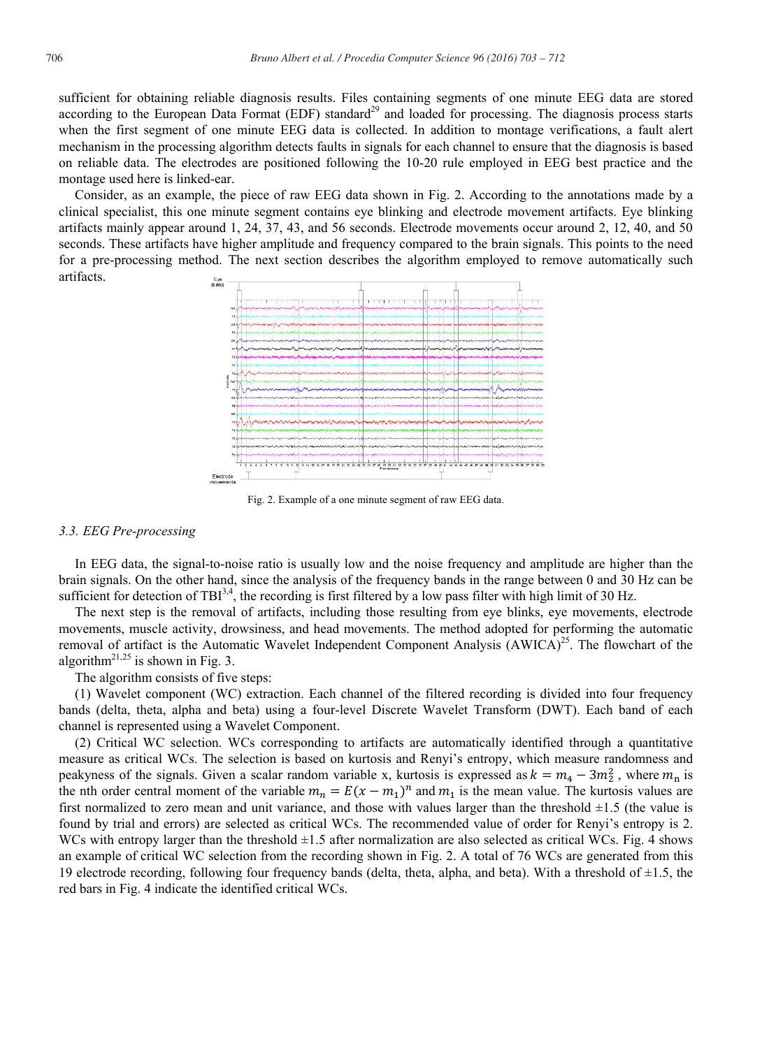sufficient for obtaining reliable diagnosis results. Files containing segments of one minute EEG data are stored according to the European Data Format (EDF) standard[29] and loaded for processing. The diagnosis process starts when the first segment of one minute EEG data is collected. In addition to montage verifications, a fault alert mechanism in the processing algorithm detects faults in signals for each channel to ensure that the diagnosis is based on reliable data. The electrodes are positioned following the 10-20 rule employed in EEG best practice and the montage used here is linked-ear.

Consider, as an example, the piece of raw EEG data shown in Fig. 2. According to the annotations made by a clinical specialist, this one minute segment contains eye blinking and electrode movement artifacts. Eye blinking artifacts mainly appear around 1, 24, 37, 43, and 56 seconds. Electrode movements occur around 2, 12, 40, and 50 seconds. These artifacts have higher amplitude and frequency compared to the brain signals. This points to the need for a pre-processing method. The next section describes the algorithm employed to remove automatically such artifacts.

Fig. 2. Example of a one minute segment of raw EEG data.

### 3.3. EEG Pre-processing

In EEG data, the signal-to-noise ratio is usually low and the noise frequency and amplitude are higher than the brain signals. On the other hand, since the analysis of the frequency bands in the range between 0 and 30 Hz can be sufficient for detection of TBI[3,4], the recording is first filtered by a low pass filter with high limit of 30 Hz.

The next step is the removal of artifacts, including those resulting from eye blinks, eye movements, electrode movements, muscle activity, drowsiness, and head movements. The method adopted for performing the automatic removal of artifact is the Automatic Wavelet Independent Component Analysis (AWICA)[25]. The flowchart of the algorithm[21,25] is shown in Fig. 3.

The algorithm consists of five steps:

(1) Wavelet component (WC) extraction. Each channel of the filtered recording is divided into four frequency bands (delta, theta, alpha and beta) using a four-level Discrete Wavelet Transform (DWT). Each band of each channel is represented using a Wavelet Component.

(2) Critical WC selection. WCs corresponding to artifacts are automatically identified through a quantitative measure as critical WCs. The selection is based on kurtosis and Renyi's entropy, which measure randomness and peakyness of the signals. Given a scalar random variable x, kurtosis is expressed as $k = m_4 - 3m_2^2$ , where $m_n$ is the nth order central moment of the variable $m_n = E(x - m_1)^n$ and $m_1$ is the mean value. The kurtosis values are first normalized to zero mean and unit variance, and those with values larger than the threshold ±1.5 (the value is found by trial and errors) are selected as critical WCs. The recommended value of order for Renyi's entropy is 2. WCs with entropy larger than the threshold ±1.5 after normalization are also selected as critical WCs. Fig. 4 shows an example of critical WC selection from the recording shown in Fig. 2. A total of 76 WCs are generated from this 19 electrode recording, following four frequency bands (delta, theta, alpha, and beta). With a threshold of ±1.5, the red bars in Fig. 4 indicate the identified critical WCs.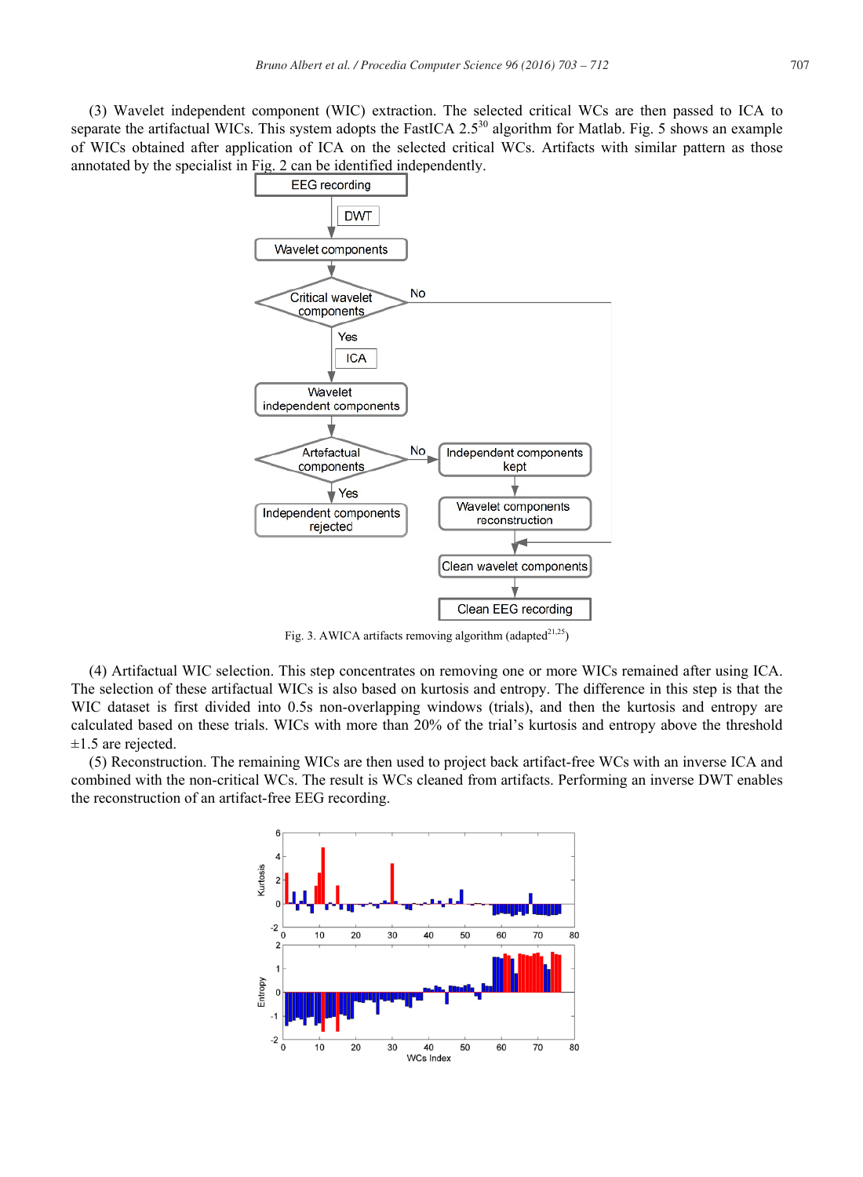(3) Wavelet independent component (WIC) extraction. The selected critical WCs are then passed to ICA to separate the artifactual WICs. This system adopts the FastICA 2.5[30] algorithm for Matlab. Fig. 5 shows an example of WICs obtained after application of ICA on the selected critical WCs. Artifacts with similar pattern as those annotated by the specialist in Fig. 2 can be identified independently.

Fig. 3. AWICA artifacts removing algorithm (adapted[21,25])

(4) Artifactual WIC selection. This step concentrates on removing one or more WICs remained after using ICA. The selection of these artifactual WICs is also based on kurtosis and entropy. The difference in this step is that the WIC dataset is first divided into 0.5s non-overlapping windows (trials), and then the kurtosis and entropy are calculated based on these trials. WICs with more than 20% of the trial's kurtosis and entropy above the threshold ±1.5 are rejected.

(5) Reconstruction. The remaining WICs are then used to project back artifact-free WCs with an inverse ICA and combined with the non-critical WCs. The result is WCs cleaned from artifacts. Performing an inverse DWT enables the reconstruction of an artifact-free EEG recording.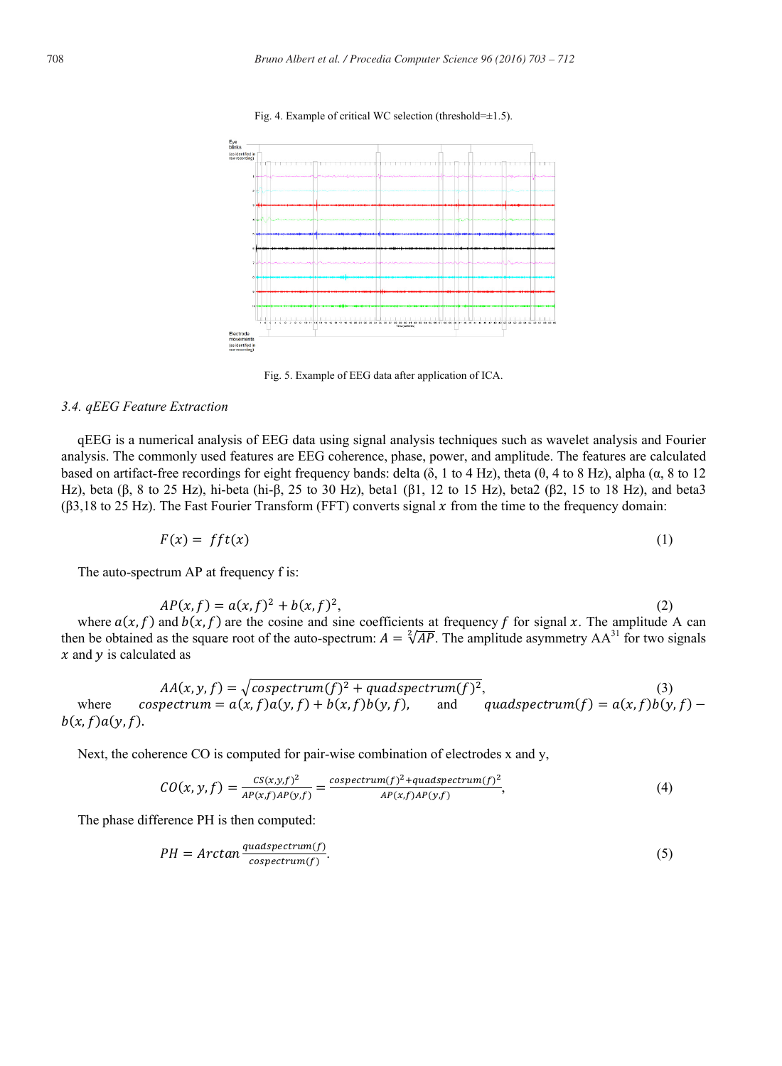Fig. 4. Example of critical WC selection (threshold=±1.5).

Fig. 5. Example of EEG data after application of ICA.

### 3.4. qEEG Feature Extraction

qEEG is a numerical analysis of EEG data using signal analysis techniques such as wavelet analysis and Fourier analysis. The commonly used features are EEG coherence, phase, power, and amplitude. The features are calculated based on artifact-free recordings for eight frequency bands: delta (δ, 1 to 4 Hz), theta (θ, 4 to 8 Hz), alpha (α, 8 to 12 Hz), beta (β, 8 to 25 Hz), hi-beta (hi-β, 25 to 30 Hz), beta1 (β1, 12 to 15 Hz), beta2 (β2, 15 to 18 Hz), and beta3 (β3,18 to 25 Hz). The Fast Fourier Transform (FFT) converts signal $x$ from the time to the frequency domain:

$$F(x) = fft(x) \tag{1}$$

The auto-spectrum AP at frequency f is:

$$AP(x, f) = a(x, f)^2 + b(x, f)^2, \tag{2}$$

where $a(x, f)$ and $b(x, f)$ are the cosine and sine coefficients at frequency $f$ for signal $x$. The amplitude A can then be obtained as the square root of the auto-spectrum: $A = \sqrt[2]{AP}$. The amplitude asymmetry AA[31] for two signals $x$ and $y$ is calculated as

$$AA(x, y, f) = \sqrt{cospectrum(f)^2 + quadspectrum(f)^2}, \tag{3}$$

where $cospectrum = a(x, f)a(y, f) + b(x, f)b(y, f)$, and $quadspectrum(f) = a(x, f)b(y, f) - b(x, f)a(y, f)$.

Next, the coherence CO is computed for pair-wise combination of electrodes x and y,

$$CO(x, y, f) = \frac{CS(x,y,f)^2}{AP(x,f)AP(y,f)} = \frac{cospectrum(f)^2 + quadspectrum(f)^2}{AP(x,f)AP(y,f)}, \tag{4}$$

The phase difference PH is then computed:

$$PH = Arctan \frac{quadspectrum(f)}{cospectrum(f)}. \tag{5}$$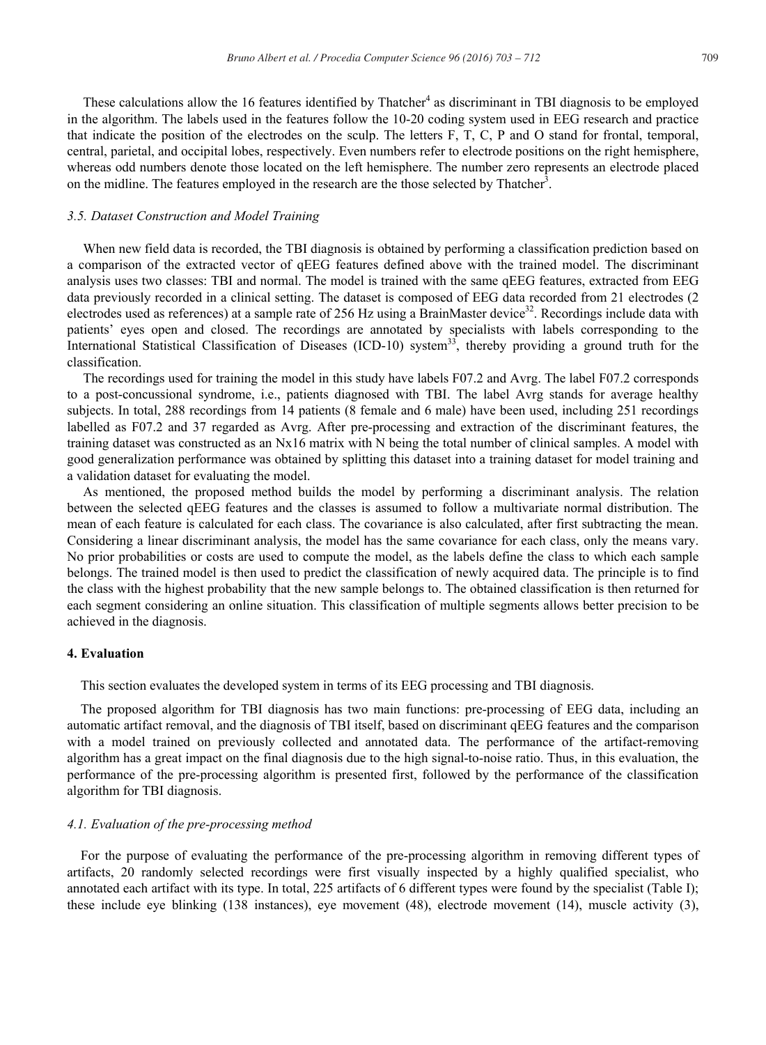These calculations allow the 16 features identified by Thatcher[4] as discriminant in TBI diagnosis to be employed in the algorithm. The labels used in the features follow the 10-20 coding system used in EEG research and practice that indicate the position of the electrodes on the sculp. The letters F, T, C, P and O stand for frontal, temporal, central, parietal, and occipital lobes, respectively. Even numbers refer to electrode positions on the right hemisphere, whereas odd numbers denote those located on the left hemisphere. The number zero represents an electrode placed on the midline. The features employed in the research are the those selected by Thatcher[3].

### *3.5. Dataset Construction and Model Training*

When new field data is recorded, the TBI diagnosis is obtained by performing a classification prediction based on a comparison of the extracted vector of qEEG features defined above with the trained model. The discriminant analysis uses two classes: TBI and normal. The model is trained with the same qEEG features, extracted from EEG data previously recorded in a clinical setting. The dataset is composed of EEG data recorded from 21 electrodes (2 electrodes used as references) at a sample rate of 256 Hz using a BrainMaster device[32]. Recordings include data with patients' eyes open and closed. The recordings are annotated by specialists with labels corresponding to the International Statistical Classification of Diseases (ICD-10) system[33], thereby providing a ground truth for the classification.

The recordings used for training the model in this study have labels F07.2 and Avrg. The label F07.2 corresponds to a post-concussional syndrome, i.e., patients diagnosed with TBI. The label Avrg stands for average healthy subjects. In total, 288 recordings from 14 patients (8 female and 6 male) have been used, including 251 recordings labelled as F07.2 and 37 regarded as Avrg. After pre-processing and extraction of the discriminant features, the training dataset was constructed as an Nx16 matrix with N being the total number of clinical samples. A model with good generalization performance was obtained by splitting this dataset into a training dataset for model training and a validation dataset for evaluating the model.

As mentioned, the proposed method builds the model by performing a discriminant analysis. The relation between the selected qEEG features and the classes is assumed to follow a multivariate normal distribution. The mean of each feature is calculated for each class. The covariance is also calculated, after first subtracting the mean. Considering a linear discriminant analysis, the model has the same covariance for each class, only the means vary. No prior probabilities or costs are used to compute the model, as the labels define the class to which each sample belongs. The trained model is then used to predict the classification of newly acquired data. The principle is to find the class with the highest probability that the new sample belongs to. The obtained classification is then returned for each segment considering an online situation. This classification of multiple segments allows better precision to be achieved in the diagnosis.

## 4. Evaluation

This section evaluates the developed system in terms of its EEG processing and TBI diagnosis.

The proposed algorithm for TBI diagnosis has two main functions: pre-processing of EEG data, including an automatic artifact removal, and the diagnosis of TBI itself, based on discriminant qEEG features and the comparison with a model trained on previously collected and annotated data. The performance of the artifact-removing algorithm has a great impact on the final diagnosis due to the high signal-to-noise ratio. Thus, in this evaluation, the performance of the pre-processing algorithm is presented first, followed by the performance of the classification algorithm for TBI diagnosis.

### *4.1. Evaluation of the pre-processing method*

For the purpose of evaluating the performance of the pre-processing algorithm in removing different types of artifacts, 20 randomly selected recordings were first visually inspected by a highly qualified specialist, who annotated each artifact with its type. In total, 225 artifacts of 6 different types were found by the specialist (Table I); these include eye blinking (138 instances), eye movement (48), electrode movement (14), muscle activity (3),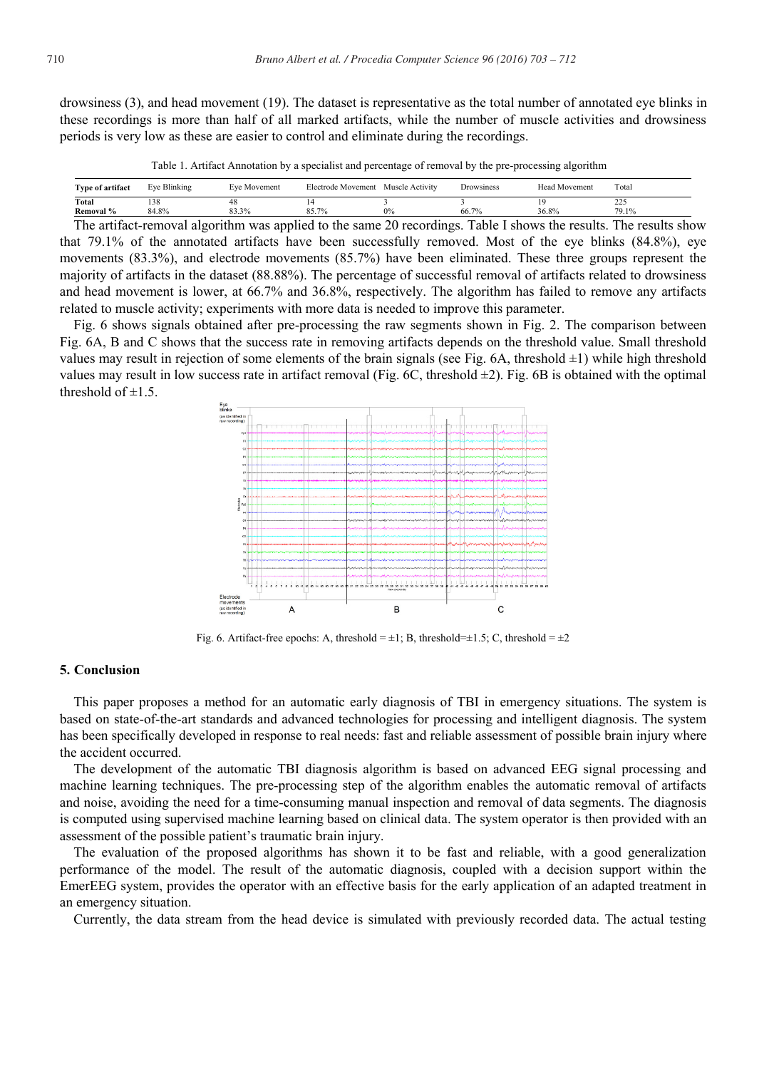drowsiness (3), and head movement (19). The dataset is representative as the total number of annotated eye blinks in these recordings is more than half of all marked artifacts, while the number of muscle activities and drowsiness periods is very low as these are easier to control and eliminate during the recordings.

Table 1. Artifact Annotation by a specialist and percentage of removal by the pre-processing algorithm

| Type of artifact | Eye Blinking | Eye Movement | Electrode Movement | Muscle Activity | Drowsiness | Head Movement | Total |
|---|---|---|---|---|---|---|---|
| **Total** | 138 | 48 | 14 | 3 | 3 | 19 | 225 |
| **Removal %** | 84.8% | 83.3% | 85.7% | 0% | 66.7% | 36.8% | 79.1% |

The artifact-removal algorithm was applied to the same 20 recordings. Table I shows the results. The results show that 79.1% of the annotated artifacts have been successfully removed. Most of the eye blinks (84.8%), eye movements (83.3%), and electrode movements (85.7%) have been eliminated. These three groups represent the majority of artifacts in the dataset (88.88%). The percentage of successful removal of artifacts related to drowsiness and head movement is lower, at 66.7% and 36.8%, respectively. The algorithm has failed to remove any artifacts related to muscle activity; experiments with more data is needed to improve this parameter.

Fig. 6 shows signals obtained after pre-processing the raw segments shown in Fig. 2. The comparison between Fig. 6A, B and C shows that the success rate in removing artifacts depends on the threshold value. Small threshold values may result in rejection of some elements of the brain signals (see Fig. 6A, threshold ±1) while high threshold values may result in low success rate in artifact removal (Fig. 6C, threshold ±2). Fig. 6B is obtained with the optimal threshold of ±1.5.

Fig. 6. Artifact-free epochs: A, threshold = ±1; B, threshold=±1.5; C, threshold = ±2

## 5. Conclusion

This paper proposes a method for an automatic early diagnosis of TBI in emergency situations. The system is based on state-of-the-art standards and advanced technologies for processing and intelligent diagnosis. The system has been specifically developed in response to real needs: fast and reliable assessment of possible brain injury where the accident occurred.

The development of the automatic TBI diagnosis algorithm is based on advanced EEG signal processing and machine learning techniques. The pre-processing step of the algorithm enables the automatic removal of artifacts and noise, avoiding the need for a time-consuming manual inspection and removal of data segments. The diagnosis is computed using supervised machine learning based on clinical data. The system operator is then provided with an assessment of the possible patient's traumatic brain injury.

The evaluation of the proposed algorithms has shown it to be fast and reliable, with a good generalization performance of the model. The result of the automatic diagnosis, coupled with a decision support within the EmerEEG system, provides the operator with an effective basis for the early application of an adapted treatment in an emergency situation.

Currently, the data stream from the head device is simulated with previously recorded data. The actual testing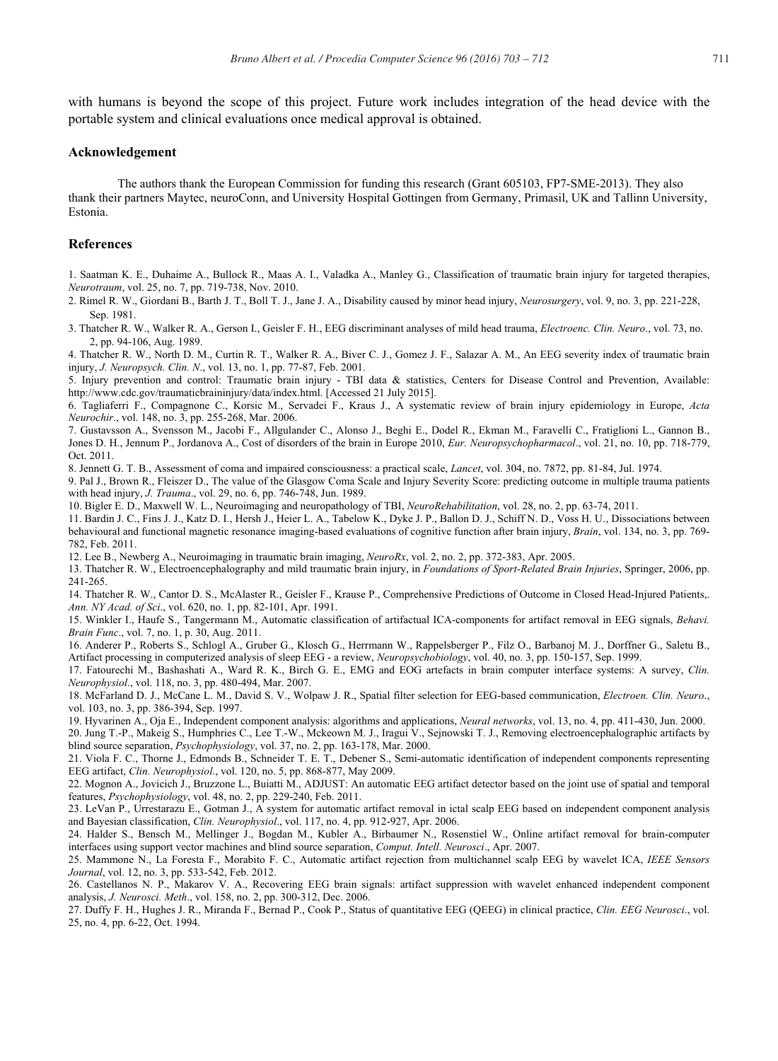with humans is beyond the scope of this project. Future work includes integration of the head device with the portable system and clinical evaluations once medical approval is obtained.

## Acknowledgement

The authors thank the European Commission for funding this research (Grant 605103, FP7-SME-2013). They also thank their partners Maytec, neuroConn, and University Hospital Gottingen from Germany, Primasil, UK and Tallinn University, Estonia.

## References

1. Saatman K. E., Duhaime A., Bullock R., Maas A. I., Valadka A., Manley G., Classification of traumatic brain injury for targeted therapies, *Neurotraum*, vol. 25, no. 7, pp. 719-738, Nov. 2010.
2. Rimel R. W., Giordani B., Barth J. T., Boll T. J., Jane J. A., Disability caused by minor head injury, *Neurosurgery*, vol. 9, no. 3, pp. 221-228, Sep. 1981.
3. Thatcher R. W., Walker R. A., Gerson I., Geisler F. H., EEG discriminant analyses of mild head trauma, *Electroenc. Clin. Neuro*., vol. 73, no. 2, pp. 94-106, Aug. 1989.
4. Thatcher R. W., North D. M., Curtin R. T., Walker R. A., Biver C. J., Gomez J. F., Salazar A. M., An EEG severity index of traumatic brain injury, *J. Neuropsych. Clin. N*., vol. 13, no. 1, pp. 77-87, Feb. 2001.
5. Injury prevention and control: Traumatic brain injury - TBI data & statistics, Centers for Disease Control and Prevention, Available: http://www.cdc.gov/traumaticbraininjury/data/index.html. [Accessed 21 July 2015].
6. Tagliaferri F., Compagnone C., Korsic M., Servadei F., Kraus J., A systematic review of brain injury epidemiology in Europe, *Acta Neurochir*., vol. 148, no. 3, pp. 255-268, Mar. 2006.
7. Gustavsson A., Svensson M., Jacobi F., Allgulander C., Alonso J., Beghi E., Dodel R., Ekman M., Faravelli C., Fratiglioni L., Gannon B., Jones D. H., Jennum P., Jordanova A., Cost of disorders of the brain in Europe 2010, *Eur. Neuropsychopharmacol*., vol. 21, no. 10, pp. 718-779, Oct. 2011.
8. Jennett G. T. B., Assessment of coma and impaired consciousness: a practical scale, *Lancet*, vol. 304, no. 7872, pp. 81-84, Jul. 1974.
9. Pal J., Brown R., Fleiszer D., The value of the Glasgow Coma Scale and Injury Severity Score: predicting outcome in multiple trauma patients with head injury, *J. Trauma*., vol. 29, no. 6, pp. 746-748, Jun. 1989.
10. Bigler E. D., Maxwell W. L., Neuroimaging and neuropathology of TBI, *NeuroRehabilitation*, vol. 28, no. 2, pp. 63-74, 2011.
11. Bardin J. C., Fins J. J., Katz D. I., Hersh J., Heier L. A., Tabelow K., Dyke J. P., Ballon D. J., Schiff N. D., Voss H. U., Dissociations between behavioural and functional magnetic resonance imaging-based evaluations of cognitive function after brain injury, *Brain*, vol. 134, no. 3, pp. 769-782, Feb. 2011.
12. Lee B., Newberg A., Neuroimaging in traumatic brain imaging, *NeuroRx*, vol. 2, no. 2, pp. 372-383, Apr. 2005.
13. Thatcher R. W., Electroencephalography and mild traumatic brain injury, in *Foundations of Sport-Related Brain Injuries*, Springer, 2006, pp. 241-265.
14. Thatcher R. W., Cantor D. S., McAlaster R., Geisler F., Krause P., Comprehensive Predictions of Outcome in Closed Head-Injured Patients,. *Ann. NY Acad. of Sci*., vol. 620, no. 1, pp. 82-101, Apr. 1991.
15. Winkler I., Haufe S., Tangermann M., Automatic classification of artifactual ICA-components for artifact removal in EEG signals, *Behavi. Brain Func*., vol. 7, no. 1, p. 30, Aug. 2011.
16. Anderer P., Roberts S., Schlogl A., Gruber G., Klosch G., Herrmann W., Rappelsberger P., Filz O., Barbanoj M. J., Dorffner G., Saletu B., Artifact processing in computerized analysis of sleep EEG - a review, *Neuropsychobiology*, vol. 40, no. 3, pp. 150-157, Sep. 1999.
17. Fatourechi M., Bashashati A., Ward R. K., Birch G. E., EMG and EOG artefacts in brain computer interface systems: A survey, *Clin. Neurophysiol*., vol. 118, no. 3, pp. 480-494, Mar. 2007.
18. McFarland D. J., McCane L. M., David S. V., Wolpaw J. R., Spatial filter selection for EEG-based communication, *Electroen. Clin. Neuro*., vol. 103, no. 3, pp. 386-394, Sep. 1997.
19. Hyvarinen A., Oja E., Independent component analysis: algorithms and applications, *Neural networks*, vol. 13, no. 4, pp. 411-430, Jun. 2000.
20. Jung T.-P., Makeig S., Humphries C., Lee T.-W., Mckeown M. J., Iragui V., Sejnowski T. J., Removing electroencephalographic artifacts by blind source separation, *Psychophysiology*, vol. 37, no. 2, pp. 163-178, Mar. 2000.
21. Viola F. C., Thorne J., Edmonds B., Schneider T. E. T., Debener S., Semi-automatic identification of independent components representing EEG artifact, *Clin. Neurophysiol*., vol. 120, no. 5, pp. 868-877, May 2009.
22. Mognon A., Jovicich J., Bruzzone L., Buiatti M., ADJUST: An automatic EEG artifact detector based on the joint use of spatial and temporal features, *Psychophysiology*, vol. 48, no. 2, pp. 229-240, Feb. 2011.
23. LeVan P., Urrestarazu E., Gotman J., A system for automatic artifact removal in ictal scalp EEG based on independent component analysis and Bayesian classification, *Clin. Neurophysiol*., vol. 117, no. 4, pp. 912-927, Apr. 2006.
24. Halder S., Bensch M., Mellinger J., Bogdan M., Kubler A., Birbaumer N., Rosenstiel W., Online artifact removal for brain-computer interfaces using support vector machines and blind source separation, *Comput. Intell. Neurosci*., Apr. 2007.
25. Mammone N., La Foresta F., Morabito F. C., Automatic artifact rejection from multichannel scalp EEG by wavelet ICA, *IEEE Sensors Journal*, vol. 12, no. 3, pp. 533-542, Feb. 2012.
26. Castellanos N. P., Makarov V. A., Recovering EEG brain signals: artifact suppression with wavelet enhanced independent component analysis, *J. Neurosci. Meth*., vol. 158, no. 2, pp. 300-312, Dec. 2006.
27. Duffy F. H., Hughes J. R., Miranda F., Bernad P., Cook P., Status of quantitative EEG (QEEG) in clinical practice, *Clin. EEG Neurosci*., vol. 25, no. 4, pp. 6-22, Oct. 1994.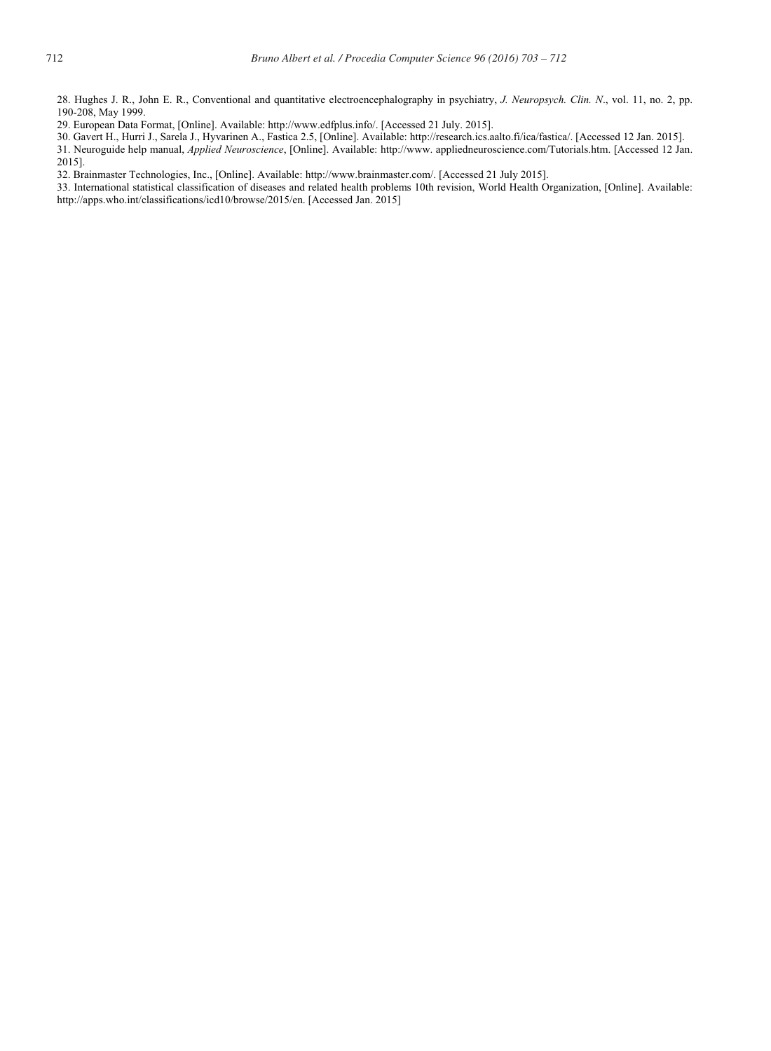28. Hughes J. R., John E. R., Conventional and quantitative electroencephalography in psychiatry, *J. Neuropsych. Clin. N*., vol. 11, no. 2, pp. 190-208, May 1999.

29. European Data Format, [Online]. Available: http://www.edfplus.info/. [Accessed 21 July. 2015].

30. Gavert H., Hurri J., Sarela J., Hyvarinen A., Fastica 2.5, [Online]. Available: http://research.ics.aalto.fi/ica/fastica/. [Accessed 12 Jan. 2015].

31. Neuroguide help manual, *Applied Neuroscience*, [Online]. Available: http://www. appliedneuroscience.com/Tutorials.htm. [Accessed 12 Jan. 2015].

32. Brainmaster Technologies, Inc., [Online]. Available: http://www.brainmaster.com/. [Accessed 21 July 2015].

33. International statistical classification of diseases and related health problems 10th revision, World Health Organization, [Online]. Available: http://apps.who.int/classifications/icd10/browse/2015/en. [Accessed Jan. 2015]